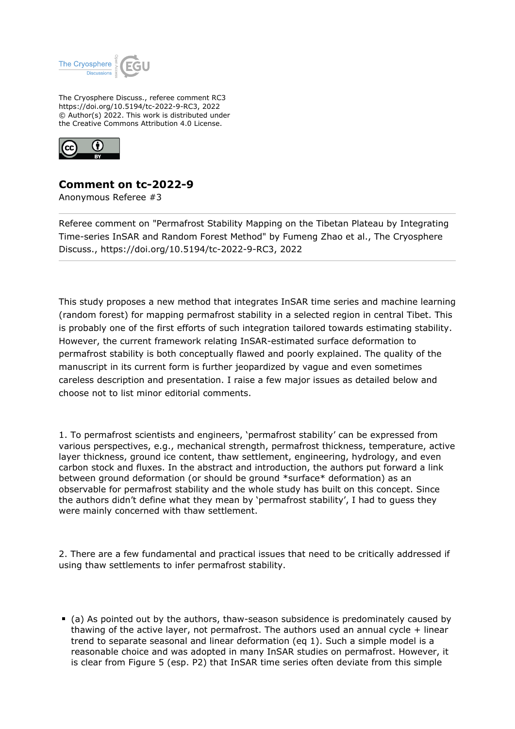The Cryosphere Discuss., referee comment RC3
https://doi.org/10.5194/tc-2022-9-RC3, 2022
© Author(s) 2022. This work is distributed under
the Creative Commons Attribution 4.0 License.

## Comment on tc-2022-9

Anonymous Referee #3

---

Referee comment on "Permafrost Stability Mapping on the Tibetan Plateau by Integrating Time-series InSAR and Random Forest Method" by Fumeng Zhao et al., The Cryosphere Discuss., https://doi.org/10.5194/tc-2022-9-RC3, 2022

---

This study proposes a new method that integrates InSAR time series and machine learning (random forest) for mapping permafrost stability in a selected region in central Tibet. This is probably one of the first efforts of such integration tailored towards estimating stability. However, the current framework relating InSAR-estimated surface deformation to permafrost stability is both conceptually flawed and poorly explained. The quality of the manuscript in its current form is further jeopardized by vague and even sometimes careless description and presentation. I raise a few major issues as detailed below and choose not to list minor editorial comments.

1. To permafrost scientists and engineers, 'permafrost stability' can be expressed from various perspectives, e.g., mechanical strength, permafrost thickness, temperature, active layer thickness, ground ice content, thaw settlement, engineering, hydrology, and even carbon stock and fluxes. In the abstract and introduction, the authors put forward a link between ground deformation (or should be ground *surface* deformation) as an observable for permafrost stability and the whole study has built on this concept. Since the authors didn't define what they mean by 'permafrost stability', I had to guess they were mainly concerned with thaw settlement.

2. There are a few fundamental and practical issues that need to be critically addressed if using thaw settlements to infer permafrost stability.

- (a) As pointed out by the authors, thaw-season subsidence is predominately caused by thawing of the active layer, not permafrost. The authors used an annual cycle + linear trend to separate seasonal and linear deformation (eq 1). Such a simple model is a reasonable choice and was adopted in many InSAR studies on permafrost. However, it is clear from Figure 5 (esp. P2) that InSAR time series often deviate from this simple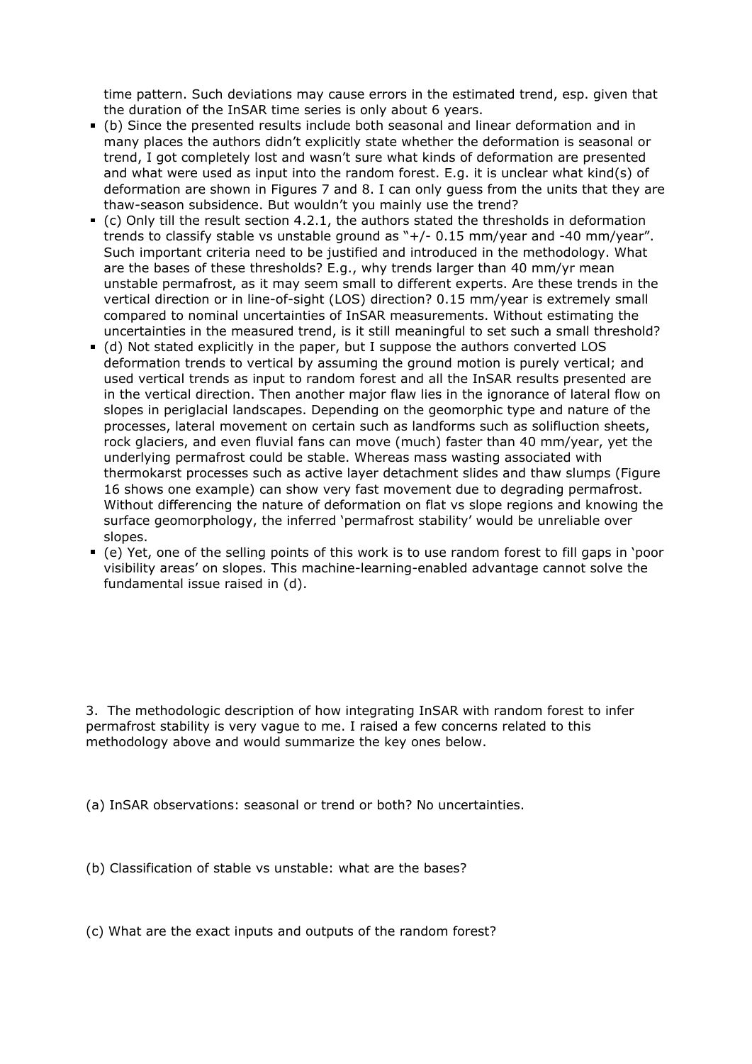time pattern. Such deviations may cause errors in the estimated trend, esp. given that the duration of the InSAR time series is only about 6 years.

- (b) Since the presented results include both seasonal and linear deformation and in many places the authors didn't explicitly state whether the deformation is seasonal or trend, I got completely lost and wasn't sure what kinds of deformation are presented and what were used as input into the random forest. E.g. it is unclear what kind(s) of deformation are shown in Figures 7 and 8. I can only guess from the units that they are thaw-season subsidence. But wouldn't you mainly use the trend?
- (c) Only till the result section 4.2.1, the authors stated the thresholds in deformation trends to classify stable vs unstable ground as "+/- 0.15 mm/year and -40 mm/year". Such important criteria need to be justified and introduced in the methodology. What are the bases of these thresholds? E.g., why trends larger than 40 mm/yr mean unstable permafrost, as it may seem small to different experts. Are these trends in the vertical direction or in line-of-sight (LOS) direction? 0.15 mm/year is extremely small compared to nominal uncertainties of InSAR measurements. Without estimating the uncertainties in the measured trend, is it still meaningful to set such a small threshold?
- (d) Not stated explicitly in the paper, but I suppose the authors converted LOS deformation trends to vertical by assuming the ground motion is purely vertical; and used vertical trends as input to random forest and all the InSAR results presented are in the vertical direction. Then another major flaw lies in the ignorance of lateral flow on slopes in periglacial landscapes. Depending on the geomorphic type and nature of the processes, lateral movement on certain such as landforms such as solifluction sheets, rock glaciers, and even fluvial fans can move (much) faster than 40 mm/year, yet the underlying permafrost could be stable. Whereas mass wasting associated with thermokarst processes such as active layer detachment slides and thaw slumps (Figure 16 shows one example) can show very fast movement due to degrading permafrost. Without differencing the nature of deformation on flat vs slope regions and knowing the surface geomorphology, the inferred 'permafrost stability' would be unreliable over slopes.
- (e) Yet, one of the selling points of this work is to use random forest to fill gaps in 'poor visibility areas' on slopes. This machine-learning-enabled advantage cannot solve the fundamental issue raised in (d).

3. The methodologic description of how integrating InSAR with random forest to infer permafrost stability is very vague to me. I raised a few concerns related to this methodology above and would summarize the key ones below.

(a) InSAR observations: seasonal or trend or both? No uncertainties.

(b) Classification of stable vs unstable: what are the bases?

(c) What are the exact inputs and outputs of the random forest?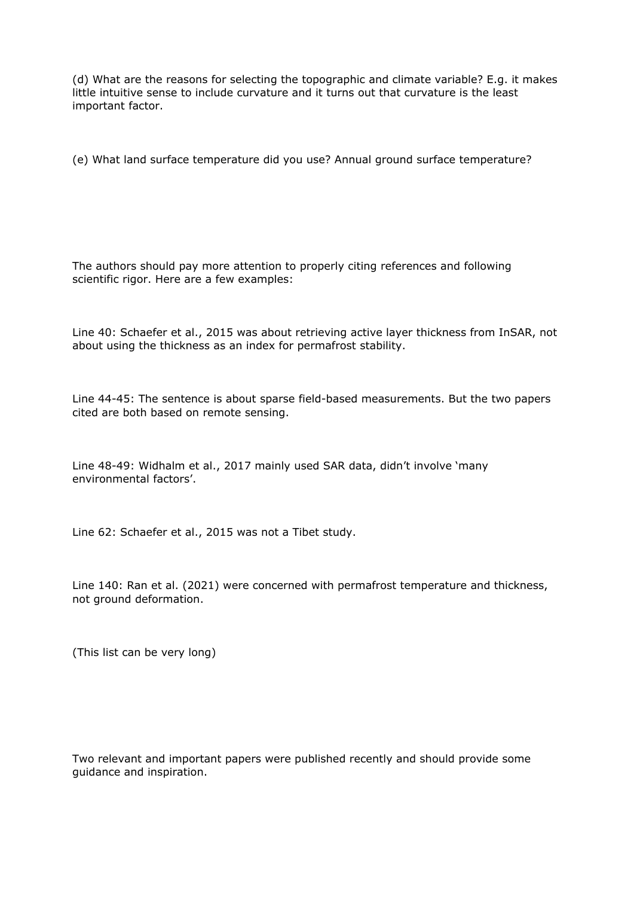(d) What are the reasons for selecting the topographic and climate variable? E.g. it makes little intuitive sense to include curvature and it turns out that curvature is the least important factor.

(e) What land surface temperature did you use? Annual ground surface temperature?

The authors should pay more attention to properly citing references and following scientific rigor. Here are a few examples:

Line 40: Schaefer et al., 2015 was about retrieving active layer thickness from InSAR, not about using the thickness as an index for permafrost stability.

Line 44-45: The sentence is about sparse field-based measurements. But the two papers cited are both based on remote sensing.

Line 48-49: Widhalm et al., 2017 mainly used SAR data, didn't involve 'many environmental factors'.

Line 62: Schaefer et al., 2015 was not a Tibet study.

Line 140: Ran et al. (2021) were concerned with permafrost temperature and thickness, not ground deformation.

(This list can be very long)

Two relevant and important papers were published recently and should provide some guidance and inspiration.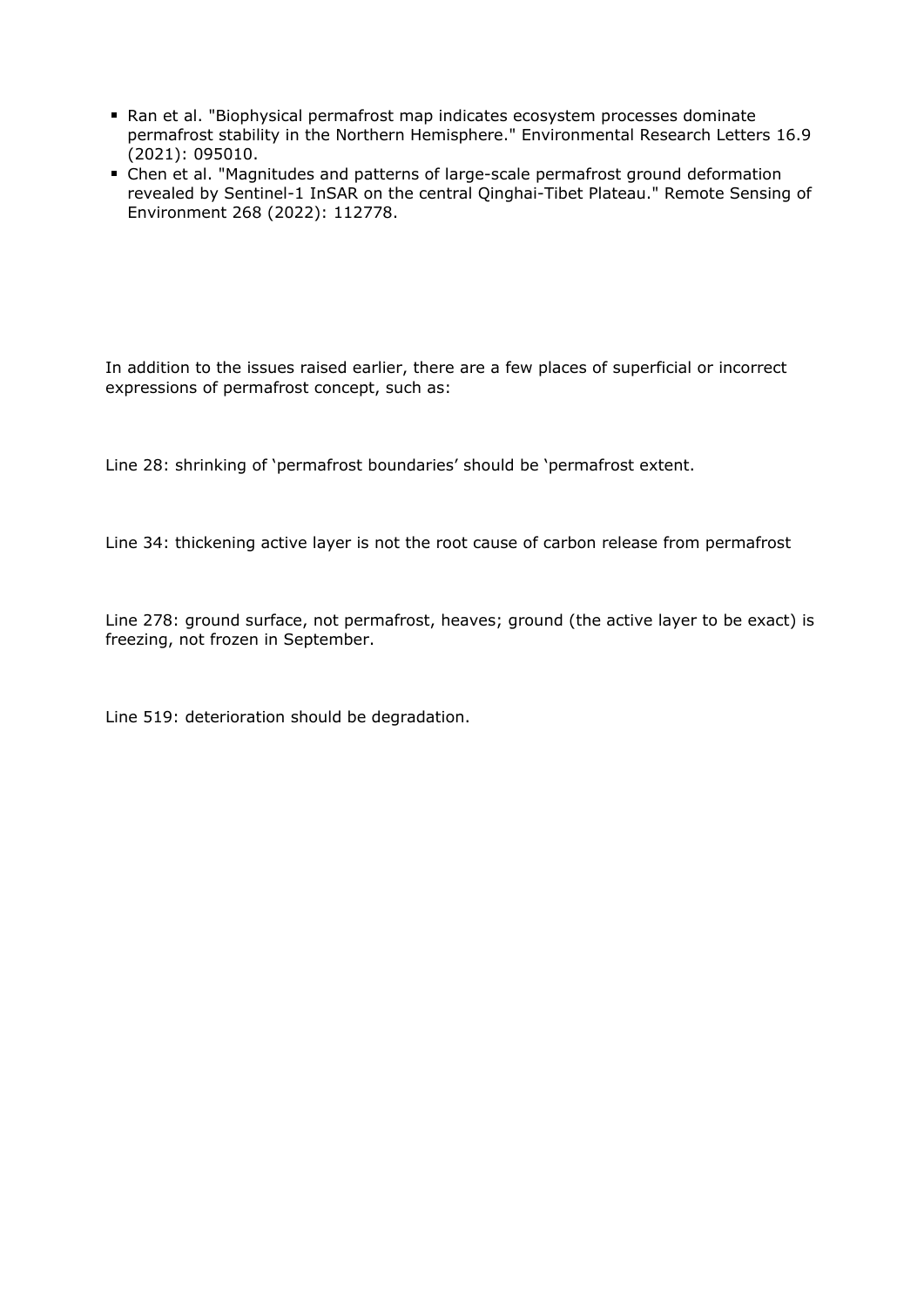- Ran et al. "Biophysical permafrost map indicates ecosystem processes dominate permafrost stability in the Northern Hemisphere." Environmental Research Letters 16.9 (2021): 095010.
- Chen et al. "Magnitudes and patterns of large-scale permafrost ground deformation revealed by Sentinel-1 InSAR on the central Qinghai-Tibet Plateau." Remote Sensing of Environment 268 (2022): 112778.

In addition to the issues raised earlier, there are a few places of superficial or incorrect expressions of permafrost concept, such as:

Line 28: shrinking of 'permafrost boundaries' should be 'permafrost extent.

Line 34: thickening active layer is not the root cause of carbon release from permafrost

Line 278: ground surface, not permafrost, heaves; ground (the active layer to be exact) is freezing, not frozen in September.

Line 519: deterioration should be degradation.